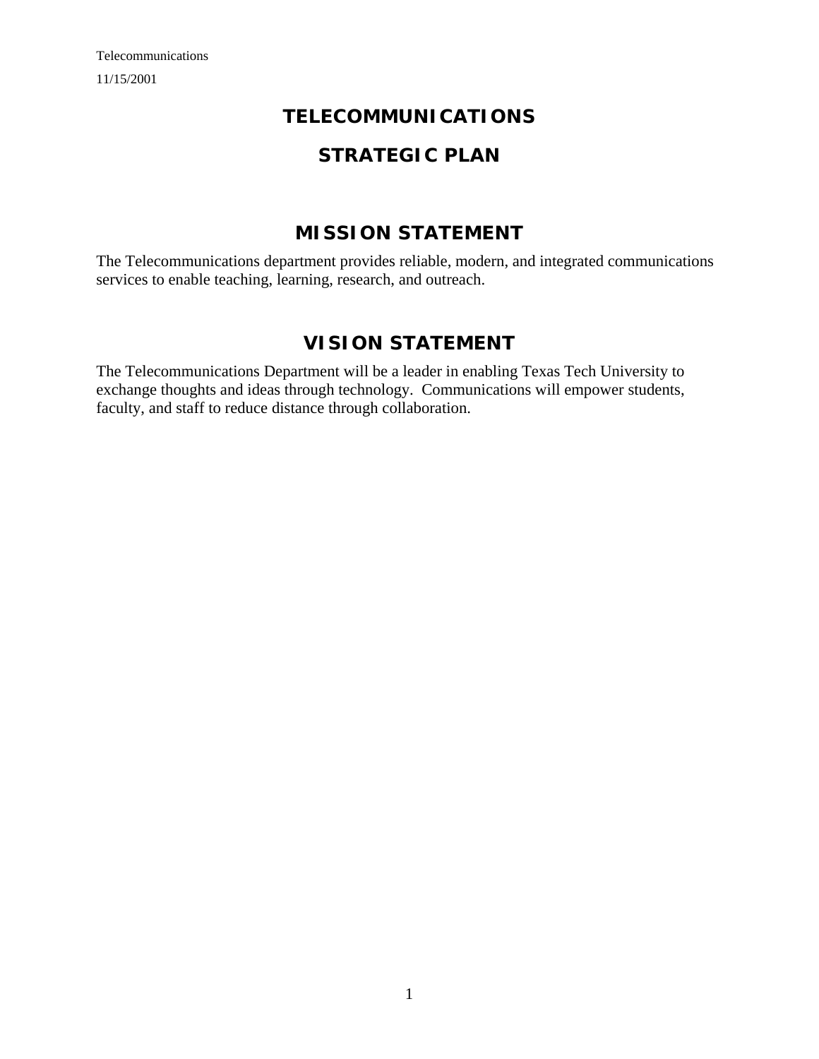# TELECOMMUNICATIONS

# STRATEGIC PLAN

## MISSION STATEMENT

The Telecommunications department provides reliable, modern, and integrated communications services to enable teaching, learning, research, and outreach.

## VISION STATEMENT

The Telecommunications Department will be a leader in enabling Texas Tech University to exchange thoughts and ideas through technology. Communications will empower students, faculty, and staff to reduce distance through collaboration.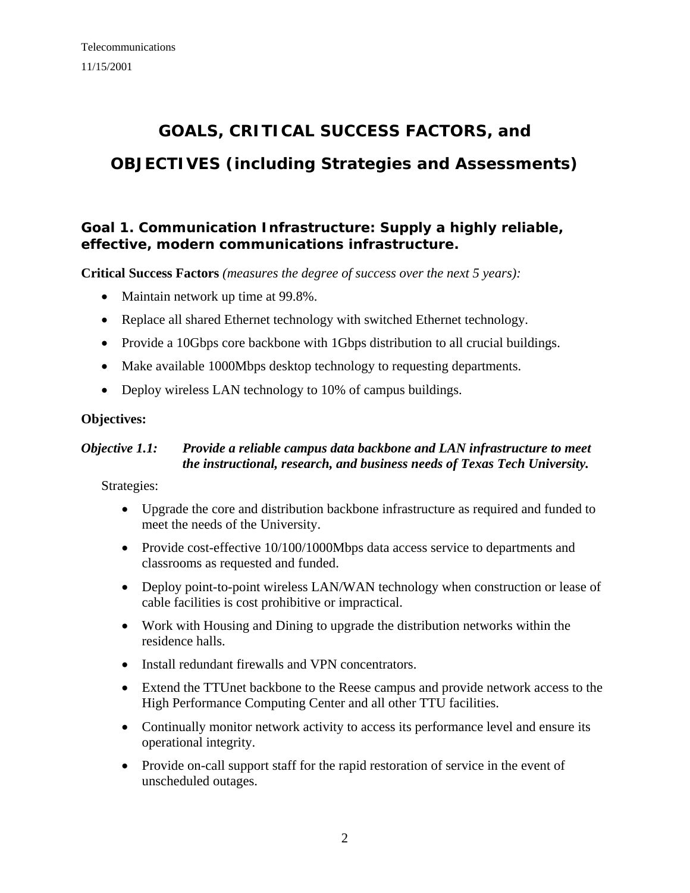# GOALS, CRITICAL SUCCESS FACTORS, and OBJECTIVES (including Strategies and Assessments)

## Goal 1. Communication Infrastructure: Supply a highly reliable, effective, modern communications infrastructure.

**Critical Success Factors** *(measures the degree of success over the next 5 years):*

- Maintain network up time at 99.8%.
- Replace all shared Ethernet technology with switched Ethernet technology.
- Provide a 10Gbps core backbone with 1Gbps distribution to all crucial buildings.
- Make available 1000Mbps desktop technology to requesting departments.
- Deploy wireless LAN technology to 10% of campus buildings.

**Objectives:**

***Objective 1.1: Provide a reliable campus data backbone and LAN infrastructure to meet the instructional, research, and business needs of Texas Tech University.***

Strategies:

- Upgrade the core and distribution backbone infrastructure as required and funded to meet the needs of the University.
- Provide cost-effective 10/100/1000Mbps data access service to departments and classrooms as requested and funded.
- Deploy point-to-point wireless LAN/WAN technology when construction or lease of cable facilities is cost prohibitive or impractical.
- Work with Housing and Dining to upgrade the distribution networks within the residence halls.
- Install redundant firewalls and VPN concentrators.
- Extend the TTUnet backbone to the Reese campus and provide network access to the High Performance Computing Center and all other TTU facilities.
- Continually monitor network activity to access its performance level and ensure its operational integrity.
- Provide on-call support staff for the rapid restoration of service in the event of unscheduled outages.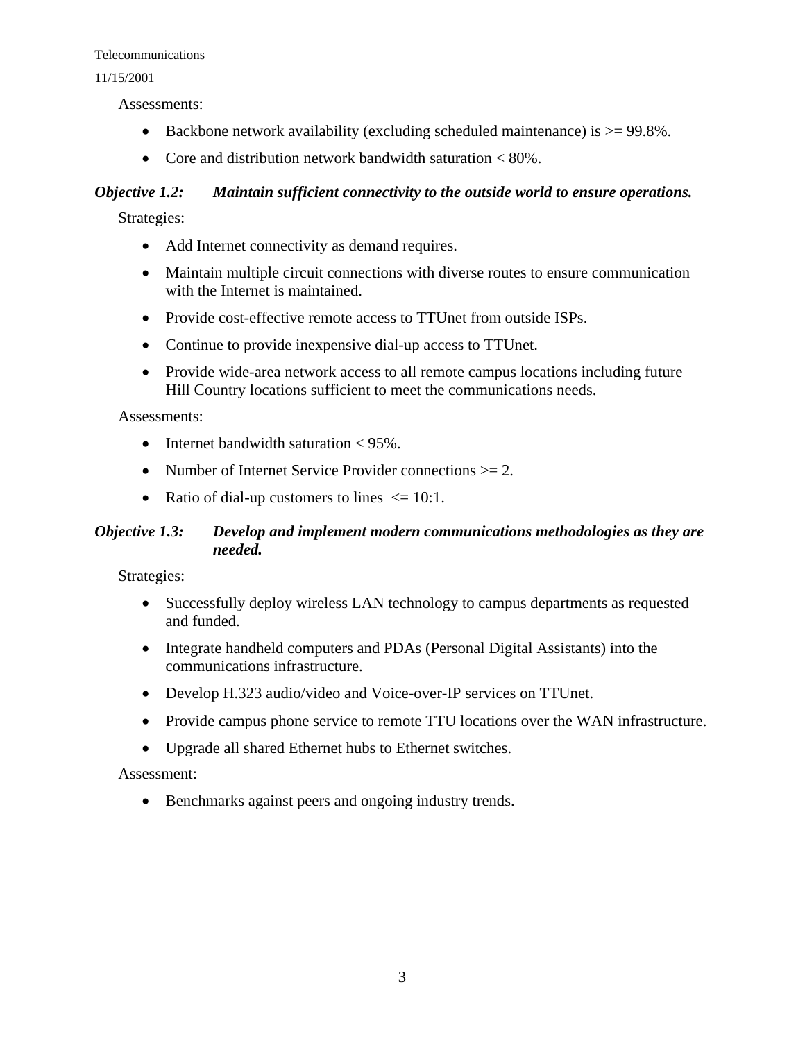Assessments:

- Backbone network availability (excluding scheduled maintenance) is >= 99.8%.
- Core and distribution network bandwidth saturation < 80%.

***Objective 1.2: Maintain sufficient connectivity to the outside world to ensure operations.***

Strategies:

- Add Internet connectivity as demand requires.
- Maintain multiple circuit connections with diverse routes to ensure communication with the Internet is maintained.
- Provide cost-effective remote access to TTUnet from outside ISPs.
- Continue to provide inexpensive dial-up access to TTUnet.
- Provide wide-area network access to all remote campus locations including future Hill Country locations sufficient to meet the communications needs.

Assessments:

- Internet bandwidth saturation < 95%.
- Number of Internet Service Provider connections >= 2.
- Ratio of dial-up customers to lines <= 10:1.

***Objective 1.3: Develop and implement modern communications methodologies as they are needed.***

Strategies:

- Successfully deploy wireless LAN technology to campus departments as requested and funded.
- Integrate handheld computers and PDAs (Personal Digital Assistants) into the communications infrastructure.
- Develop H.323 audio/video and Voice-over-IP services on TTUnet.
- Provide campus phone service to remote TTU locations over the WAN infrastructure.
- Upgrade all shared Ethernet hubs to Ethernet switches.

Assessment:

- Benchmarks against peers and ongoing industry trends.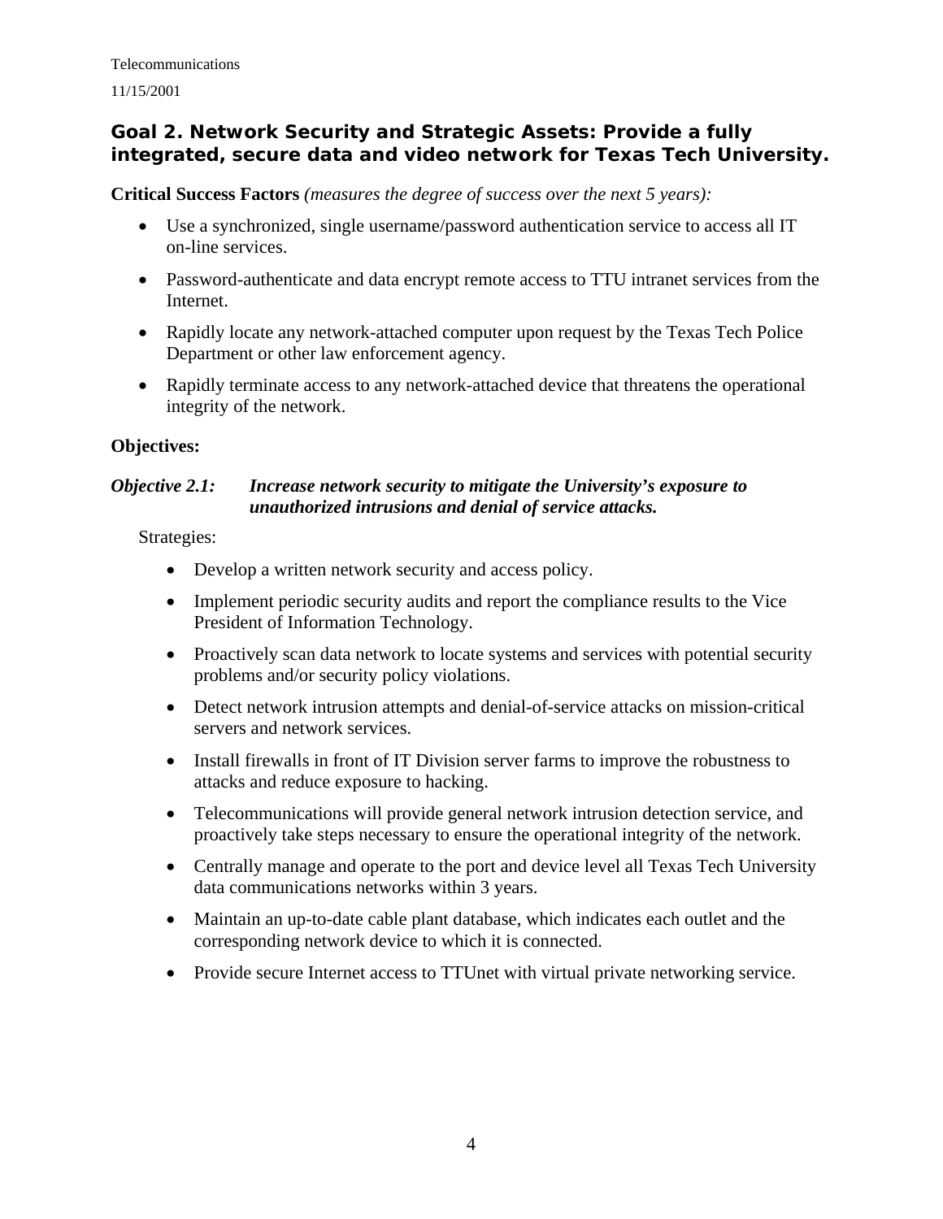## Goal 2. Network Security and Strategic Assets: Provide a fully integrated, secure data and video network for Texas Tech University.

**Critical Success Factors** *(measures the degree of success over the next 5 years):*

- Use a synchronized, single username/password authentication service to access all IT on-line services.
- Password-authenticate and data encrypt remote access to TTU intranet services from the Internet.
- Rapidly locate any network-attached computer upon request by the Texas Tech Police Department or other law enforcement agency.
- Rapidly terminate access to any network-attached device that threatens the operational integrity of the network.

**Objectives:**

***Objective 2.1: Increase network security to mitigate the University's exposure to unauthorized intrusions and denial of service attacks.***

Strategies:

- Develop a written network security and access policy.
- Implement periodic security audits and report the compliance results to the Vice President of Information Technology.
- Proactively scan data network to locate systems and services with potential security problems and/or security policy violations.
- Detect network intrusion attempts and denial-of-service attacks on mission-critical servers and network services.
- Install firewalls in front of IT Division server farms to improve the robustness to attacks and reduce exposure to hacking.
- Telecommunications will provide general network intrusion detection service, and proactively take steps necessary to ensure the operational integrity of the network.
- Centrally manage and operate to the port and device level all Texas Tech University data communications networks within 3 years.
- Maintain an up-to-date cable plant database, which indicates each outlet and the corresponding network device to which it is connected.
- Provide secure Internet access to TTUnet with virtual private networking service.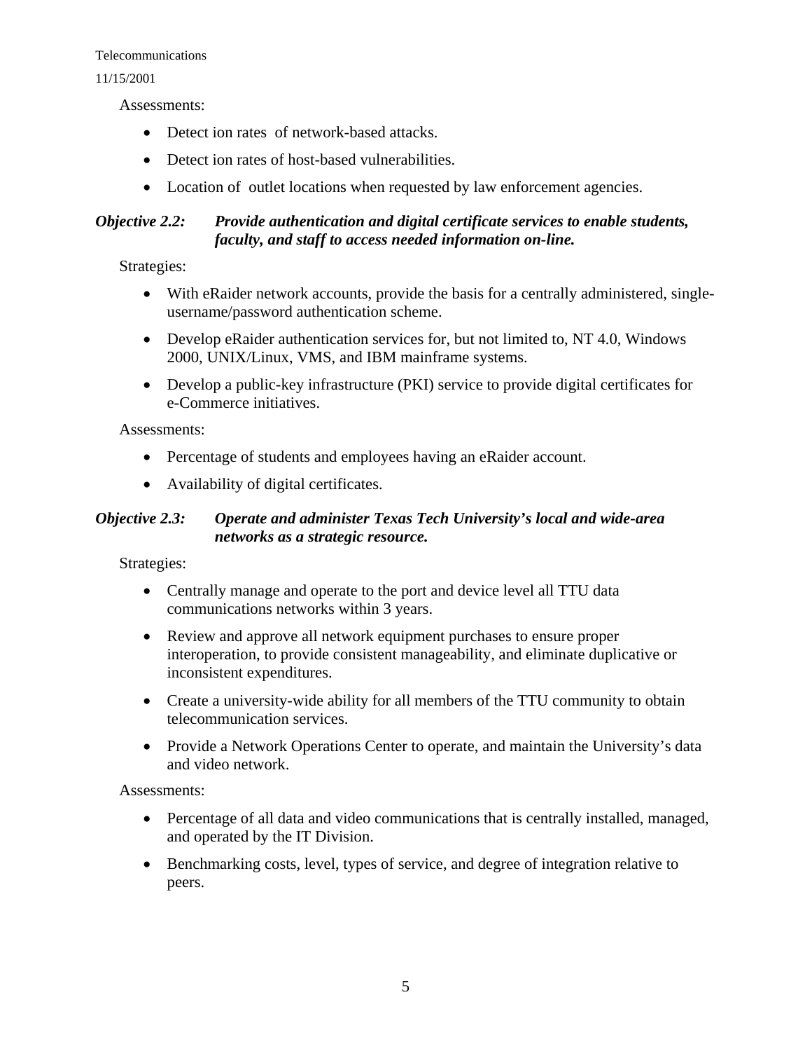Assessments:

- Detect ion rates  of network-based attacks.
- Detect ion rates of host-based vulnerabilities.
- Location of  outlet locations when requested by law enforcement agencies.

***Objective 2.2: Provide authentication and digital certificate services to enable students, faculty, and staff to access needed information on-line.***

Strategies:

- With eRaider network accounts, provide the basis for a centrally administered, single-username/password authentication scheme.
- Develop eRaider authentication services for, but not limited to, NT 4.0, Windows 2000, UNIX/Linux, VMS, and IBM mainframe systems.
- Develop a public-key infrastructure (PKI) service to provide digital certificates for e-Commerce initiatives.

Assessments:

- Percentage of students and employees having an eRaider account.
- Availability of digital certificates.

***Objective 2.3: Operate and administer Texas Tech University's local and wide-area networks as a strategic resource.***

Strategies:

- Centrally manage and operate to the port and device level all TTU data communications networks within 3 years.
- Review and approve all network equipment purchases to ensure proper interoperation, to provide consistent manageability, and eliminate duplicative or inconsistent expenditures.
- Create a university-wide ability for all members of the TTU community to obtain telecommunication services.
- Provide a Network Operations Center to operate, and maintain the University's data and video network.

Assessments:

- Percentage of all data and video communications that is centrally installed, managed, and operated by the IT Division.
- Benchmarking costs, level, types of service, and degree of integration relative to peers.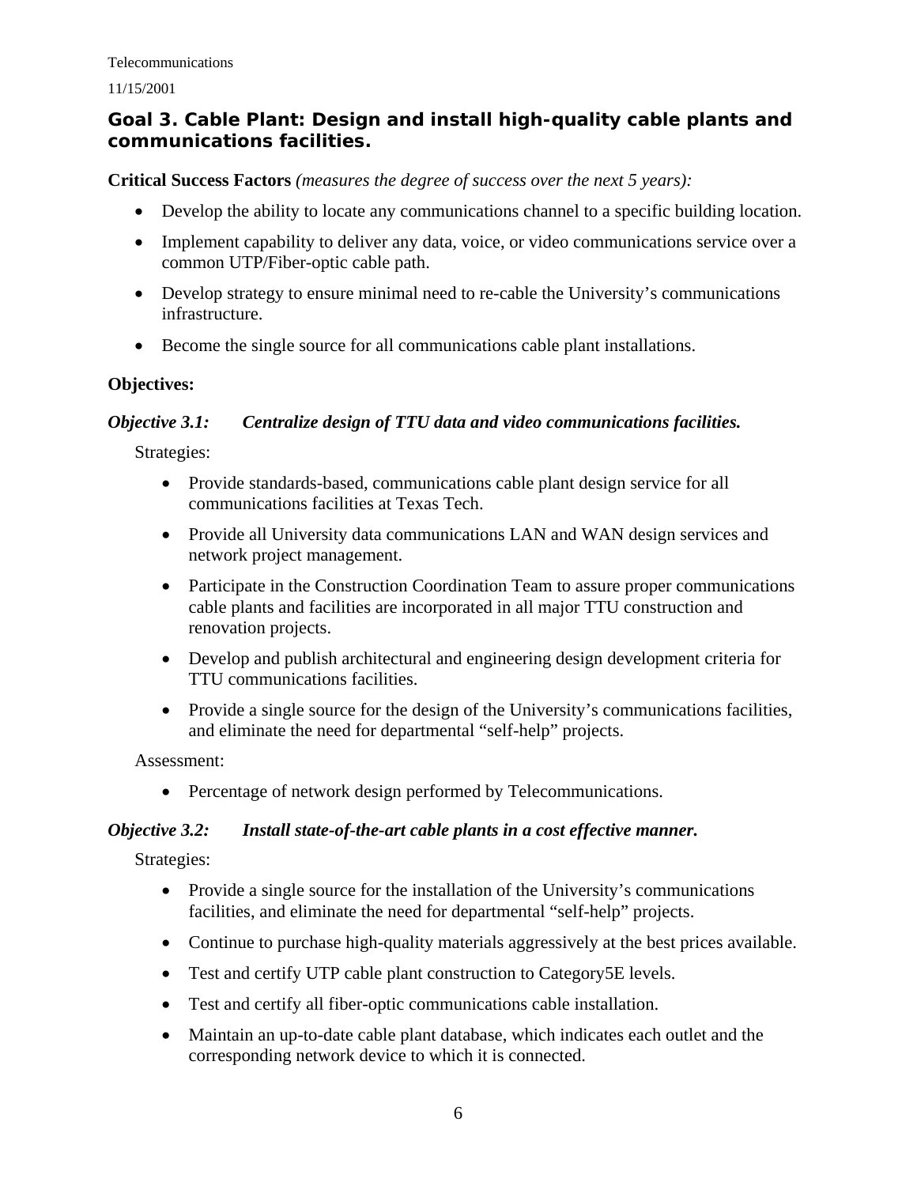## Goal 3. Cable Plant: Design and install high-quality cable plants and communications facilities.

**Critical Success Factors** *(measures the degree of success over the next 5 years):*

- Develop the ability to locate any communications channel to a specific building location.
- Implement capability to deliver any data, voice, or video communications service over a common UTP/Fiber-optic cable path.
- Develop strategy to ensure minimal need to re-cable the University's communications infrastructure.
- Become the single source for all communications cable plant installations.

**Objectives:**

***Objective 3.1: Centralize design of TTU data and video communications facilities.***

Strategies:

- Provide standards-based, communications cable plant design service for all communications facilities at Texas Tech.
- Provide all University data communications LAN and WAN design services and network project management.
- Participate in the Construction Coordination Team to assure proper communications cable plants and facilities are incorporated in all major TTU construction and renovation projects.
- Develop and publish architectural and engineering design development criteria for TTU communications facilities.
- Provide a single source for the design of the University's communications facilities, and eliminate the need for departmental "self-help" projects.

Assessment:

- Percentage of network design performed by Telecommunications.

***Objective 3.2: Install state-of-the-art cable plants in a cost effective manner.***

Strategies:

- Provide a single source for the installation of the University's communications facilities, and eliminate the need for departmental "self-help" projects.
- Continue to purchase high-quality materials aggressively at the best prices available.
- Test and certify UTP cable plant construction to Category5E levels.
- Test and certify all fiber-optic communications cable installation.
- Maintain an up-to-date cable plant database, which indicates each outlet and the corresponding network device to which it is connected.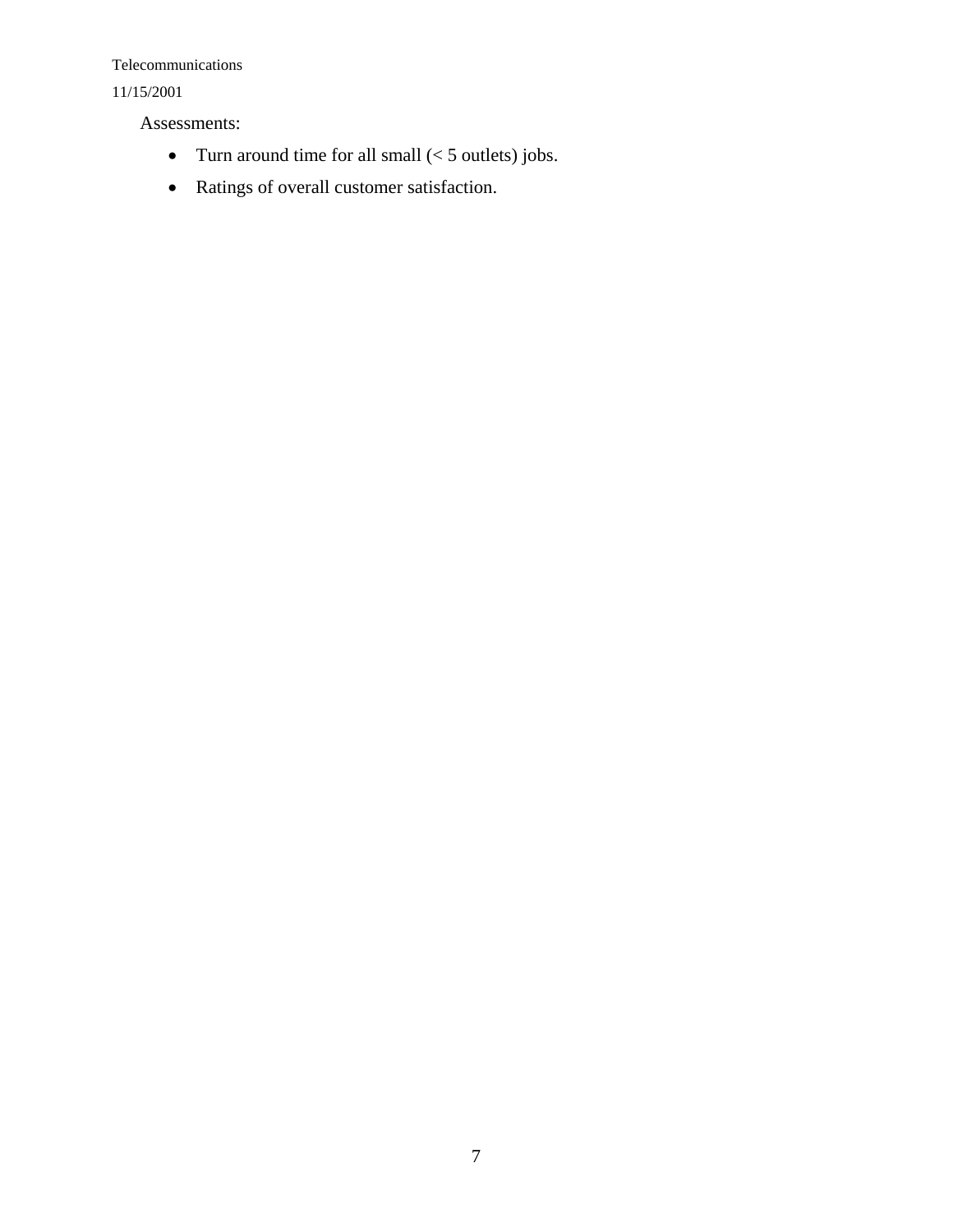Assessments:

- Turn around time for all small (< 5 outlets) jobs.
- Ratings of overall customer satisfaction.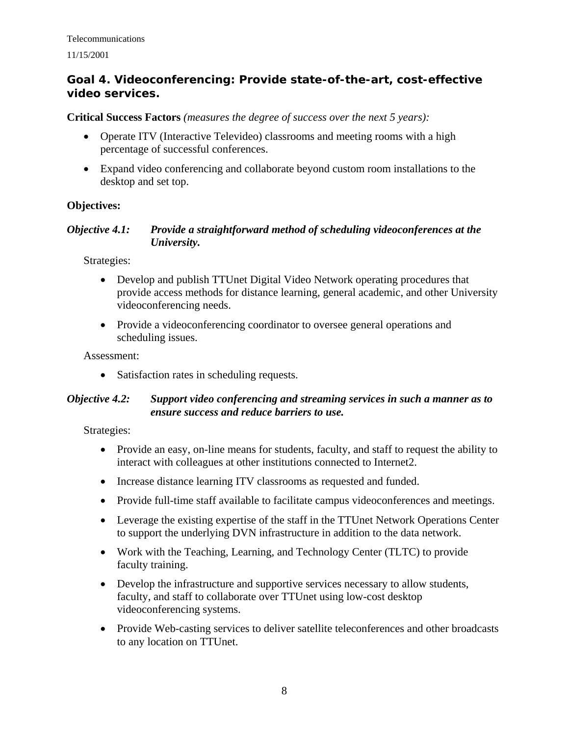## Goal 4. Videoconferencing: Provide state-of-the-art, cost-effective video services.

**Critical Success Factors** *(measures the degree of success over the next 5 years):*

- Operate ITV (Interactive Televideo) classrooms and meeting rooms with a high percentage of successful conferences.
- Expand video conferencing and collaborate beyond custom room installations to the desktop and set top.

**Objectives:**

***Objective 4.1: Provide a straightforward method of scheduling videoconferences at the University.***

Strategies:

- Develop and publish TTUnet Digital Video Network operating procedures that provide access methods for distance learning, general academic, and other University videoconferencing needs.
- Provide a videoconferencing coordinator to oversee general operations and scheduling issues.

Assessment:

- Satisfaction rates in scheduling requests.

***Objective 4.2: Support video conferencing and streaming services in such a manner as to ensure success and reduce barriers to use.***

Strategies:

- Provide an easy, on-line means for students, faculty, and staff to request the ability to interact with colleagues at other institutions connected to Internet2.
- Increase distance learning ITV classrooms as requested and funded.
- Provide full-time staff available to facilitate campus videoconferences and meetings.
- Leverage the existing expertise of the staff in the TTUnet Network Operations Center to support the underlying DVN infrastructure in addition to the data network.
- Work with the Teaching, Learning, and Technology Center (TLTC) to provide faculty training.
- Develop the infrastructure and supportive services necessary to allow students, faculty, and staff to collaborate over TTUnet using low-cost desktop videoconferencing systems.
- Provide Web-casting services to deliver satellite teleconferences and other broadcasts to any location on TTUnet.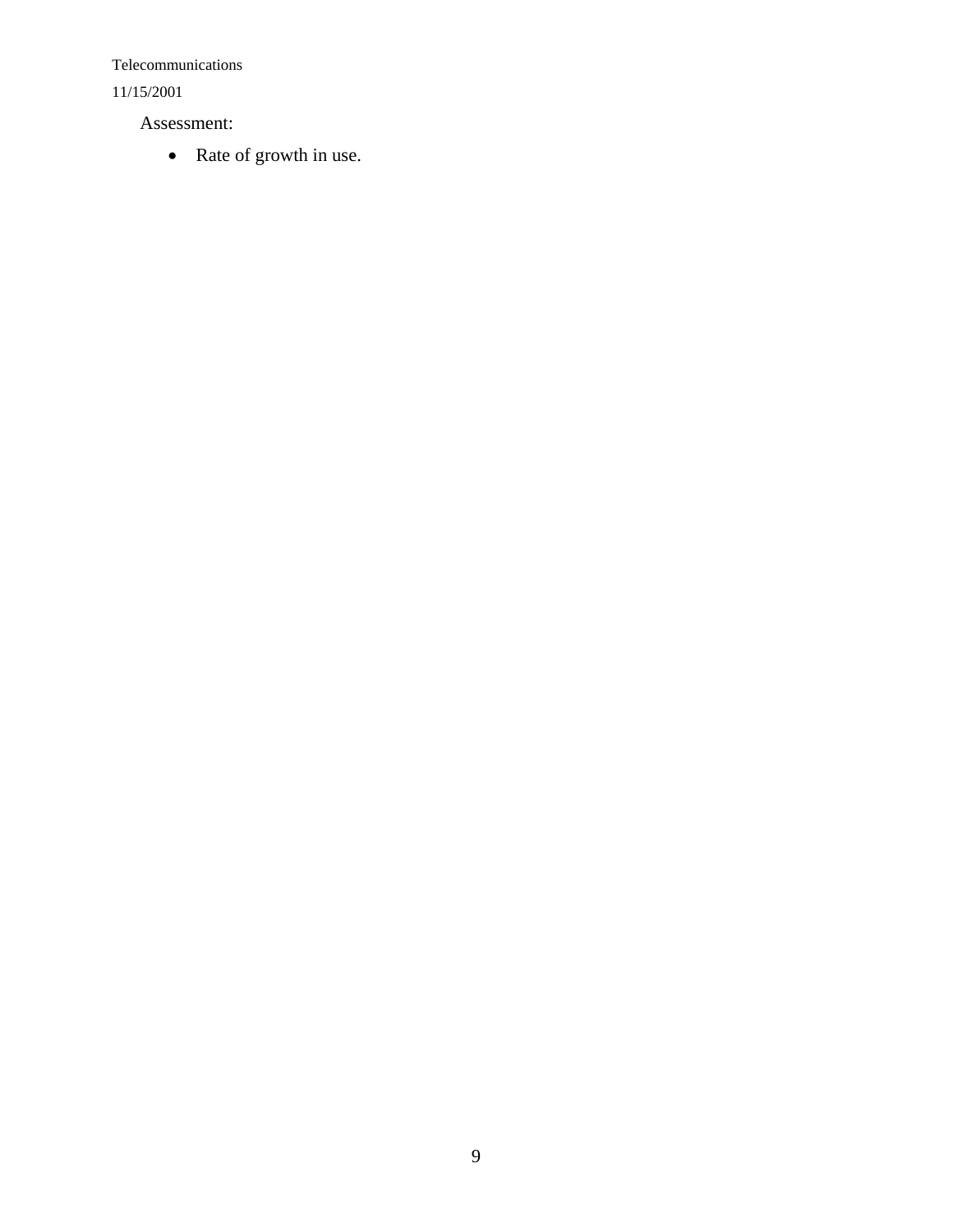Assessment:

- Rate of growth in use.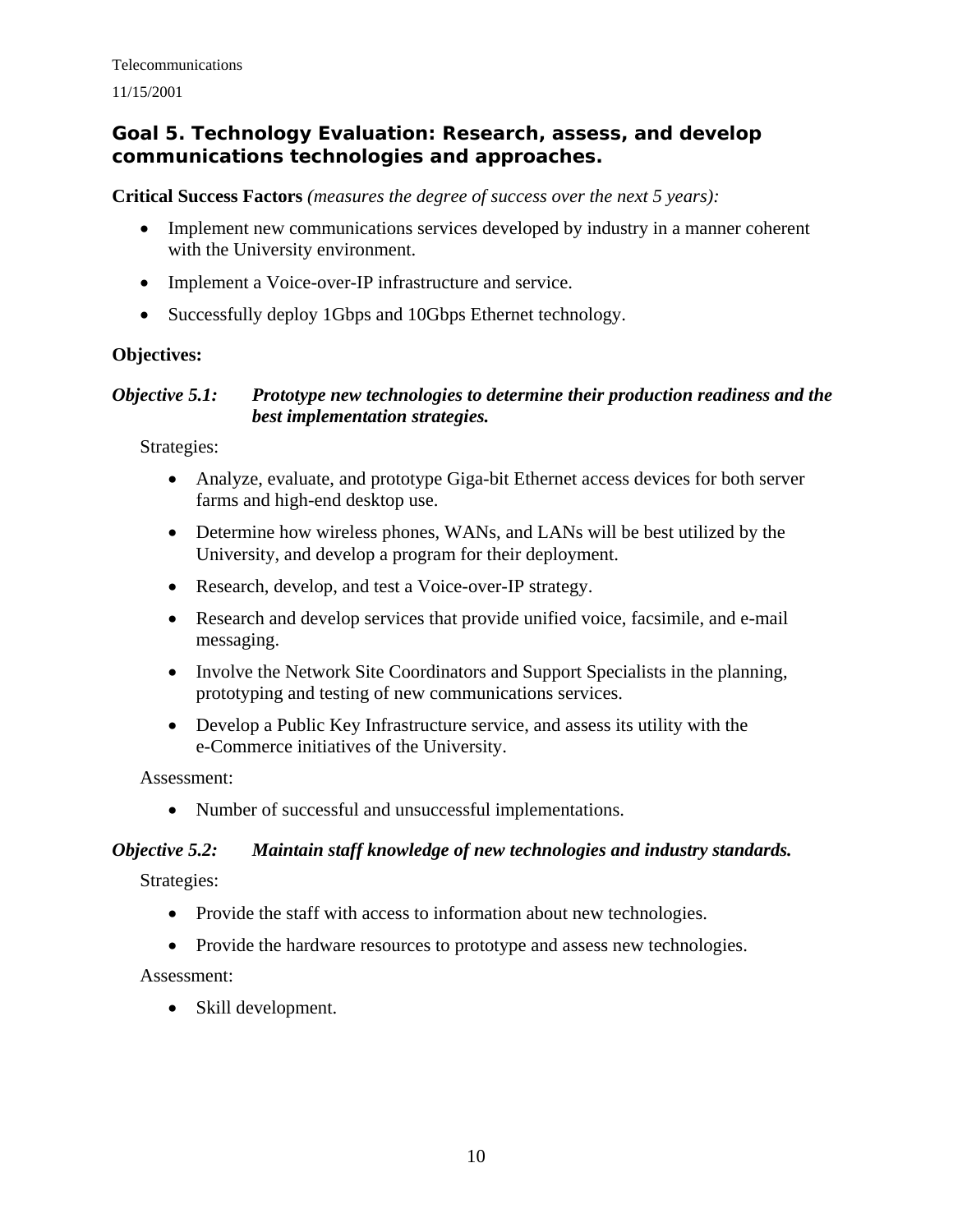## Goal 5. Technology Evaluation: Research, assess, and develop communications technologies and approaches.

**Critical Success Factors** *(measures the degree of success over the next 5 years):*

- Implement new communications services developed by industry in a manner coherent with the University environment.
- Implement a Voice-over-IP infrastructure and service.
- Successfully deploy 1Gbps and 10Gbps Ethernet technology.

**Objectives:**

***Objective 5.1: Prototype new technologies to determine their production readiness and the best implementation strategies.***

Strategies:

- Analyze, evaluate, and prototype Giga-bit Ethernet access devices for both server farms and high-end desktop use.
- Determine how wireless phones, WANs, and LANs will be best utilized by the University, and develop a program for their deployment.
- Research, develop, and test a Voice-over-IP strategy.
- Research and develop services that provide unified voice, facsimile, and e-mail messaging.
- Involve the Network Site Coordinators and Support Specialists in the planning, prototyping and testing of new communications services.
- Develop a Public Key Infrastructure service, and assess its utility with the e-Commerce initiatives of the University.

Assessment:

- Number of successful and unsuccessful implementations.

***Objective 5.2: Maintain staff knowledge of new technologies and industry standards.***

Strategies:

- Provide the staff with access to information about new technologies.
- Provide the hardware resources to prototype and assess new technologies.

Assessment:

- Skill development.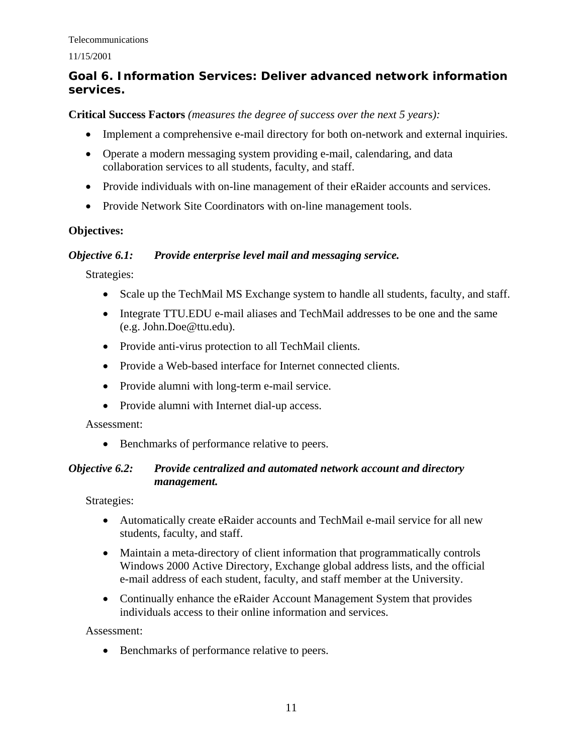## Goal 6. Information Services: Deliver advanced network information services.

**Critical Success Factors** *(measures the degree of success over the next 5 years):*

- Implement a comprehensive e-mail directory for both on-network and external inquiries.
- Operate a modern messaging system providing e-mail, calendaring, and data collaboration services to all students, faculty, and staff.
- Provide individuals with on-line management of their eRaider accounts and services.
- Provide Network Site Coordinators with on-line management tools.

**Objectives:**

***Objective 6.1: Provide enterprise level mail and messaging service.***

Strategies:

- Scale up the TechMail MS Exchange system to handle all students, faculty, and staff.
- Integrate TTU.EDU e-mail aliases and TechMail addresses to be one and the same (e.g. John.Doe@ttu.edu).
- Provide anti-virus protection to all TechMail clients.
- Provide a Web-based interface for Internet connected clients.
- Provide alumni with long-term e-mail service.
- Provide alumni with Internet dial-up access.

Assessment:

- Benchmarks of performance relative to peers.

***Objective 6.2: Provide centralized and automated network account and directory management.***

Strategies:

- Automatically create eRaider accounts and TechMail e-mail service for all new students, faculty, and staff.
- Maintain a meta-directory of client information that programmatically controls Windows 2000 Active Directory, Exchange global address lists, and the official e-mail address of each student, faculty, and staff member at the University.
- Continually enhance the eRaider Account Management System that provides individuals access to their online information and services.

Assessment:

- Benchmarks of performance relative to peers.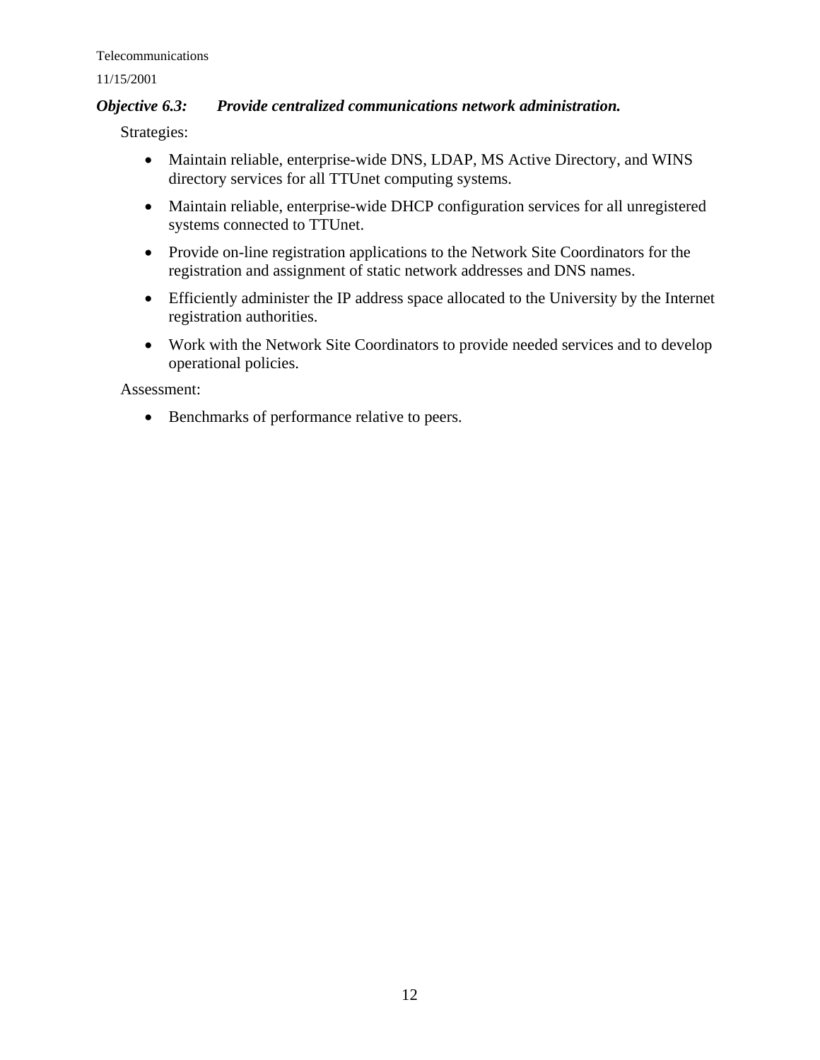### ***Objective 6.3: Provide centralized communications network administration.***

Strategies:

- Maintain reliable, enterprise-wide DNS, LDAP, MS Active Directory, and WINS directory services for all TTUnet computing systems.
- Maintain reliable, enterprise-wide DHCP configuration services for all unregistered systems connected to TTUnet.
- Provide on-line registration applications to the Network Site Coordinators for the registration and assignment of static network addresses and DNS names.
- Efficiently administer the IP address space allocated to the University by the Internet registration authorities.
- Work with the Network Site Coordinators to provide needed services and to develop operational policies.

Assessment:

- Benchmarks of performance relative to peers.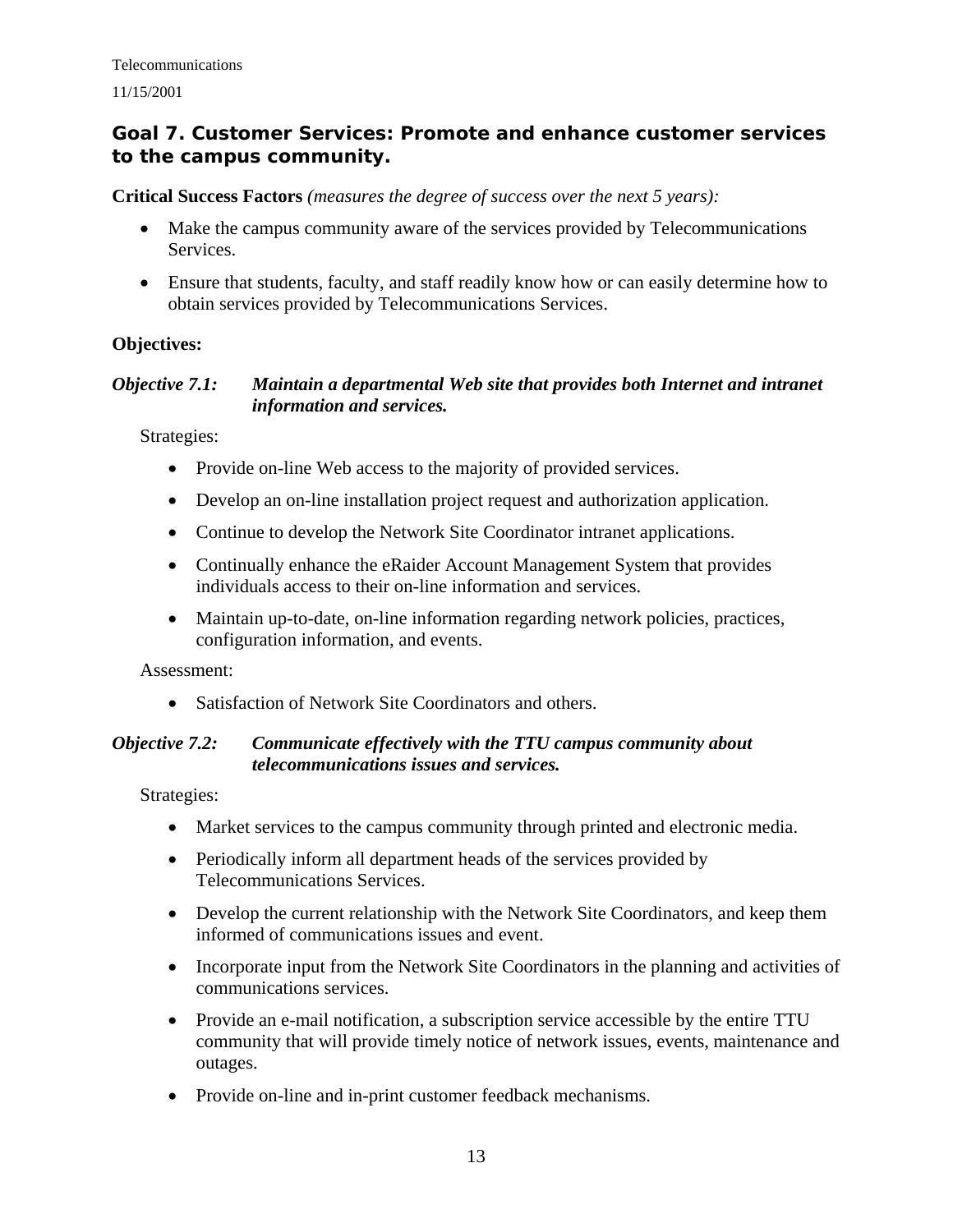## Goal 7. Customer Services: Promote and enhance customer services to the campus community.

**Critical Success Factors** *(measures the degree of success over the next 5 years):*

- Make the campus community aware of the services provided by Telecommunications Services.
- Ensure that students, faculty, and staff readily know how or can easily determine how to obtain services provided by Telecommunications Services.

**Objectives:**

***Objective 7.1: Maintain a departmental Web site that provides both Internet and intranet information and services.***

Strategies:

- Provide on-line Web access to the majority of provided services.
- Develop an on-line installation project request and authorization application.
- Continue to develop the Network Site Coordinator intranet applications.
- Continually enhance the eRaider Account Management System that provides individuals access to their on-line information and services.
- Maintain up-to-date, on-line information regarding network policies, practices, configuration information, and events.

Assessment:

- Satisfaction of Network Site Coordinators and others.

***Objective 7.2: Communicate effectively with the TTU campus community about telecommunications issues and services.***

Strategies:

- Market services to the campus community through printed and electronic media.
- Periodically inform all department heads of the services provided by Telecommunications Services.
- Develop the current relationship with the Network Site Coordinators, and keep them informed of communications issues and event.
- Incorporate input from the Network Site Coordinators in the planning and activities of communications services.
- Provide an e-mail notification, a subscription service accessible by the entire TTU community that will provide timely notice of network issues, events, maintenance and outages.
- Provide on-line and in-print customer feedback mechanisms.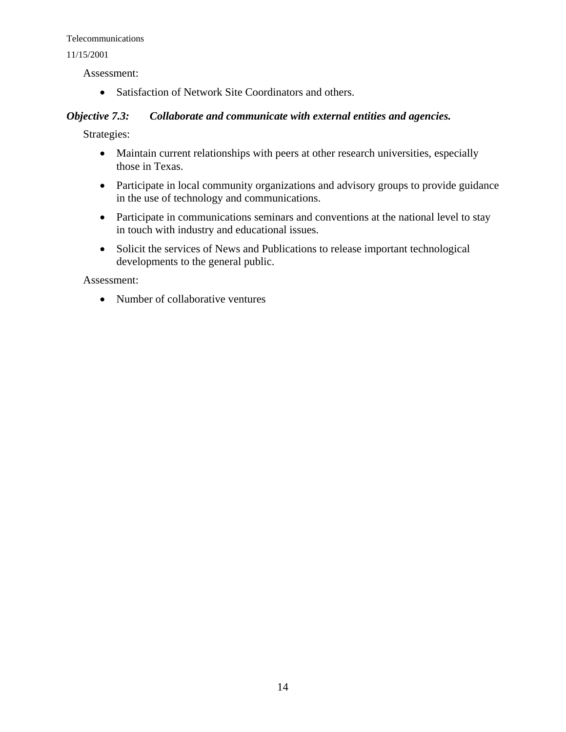Assessment:

- Satisfaction of Network Site Coordinators and others.

### *Objective 7.3: Collaborate and communicate with external entities and agencies.*

Strategies:

- Maintain current relationships with peers at other research universities, especially those in Texas.
- Participate in local community organizations and advisory groups to provide guidance in the use of technology and communications.
- Participate in communications seminars and conventions at the national level to stay in touch with industry and educational issues.
- Solicit the services of News and Publications to release important technological developments to the general public.

Assessment:

- Number of collaborative ventures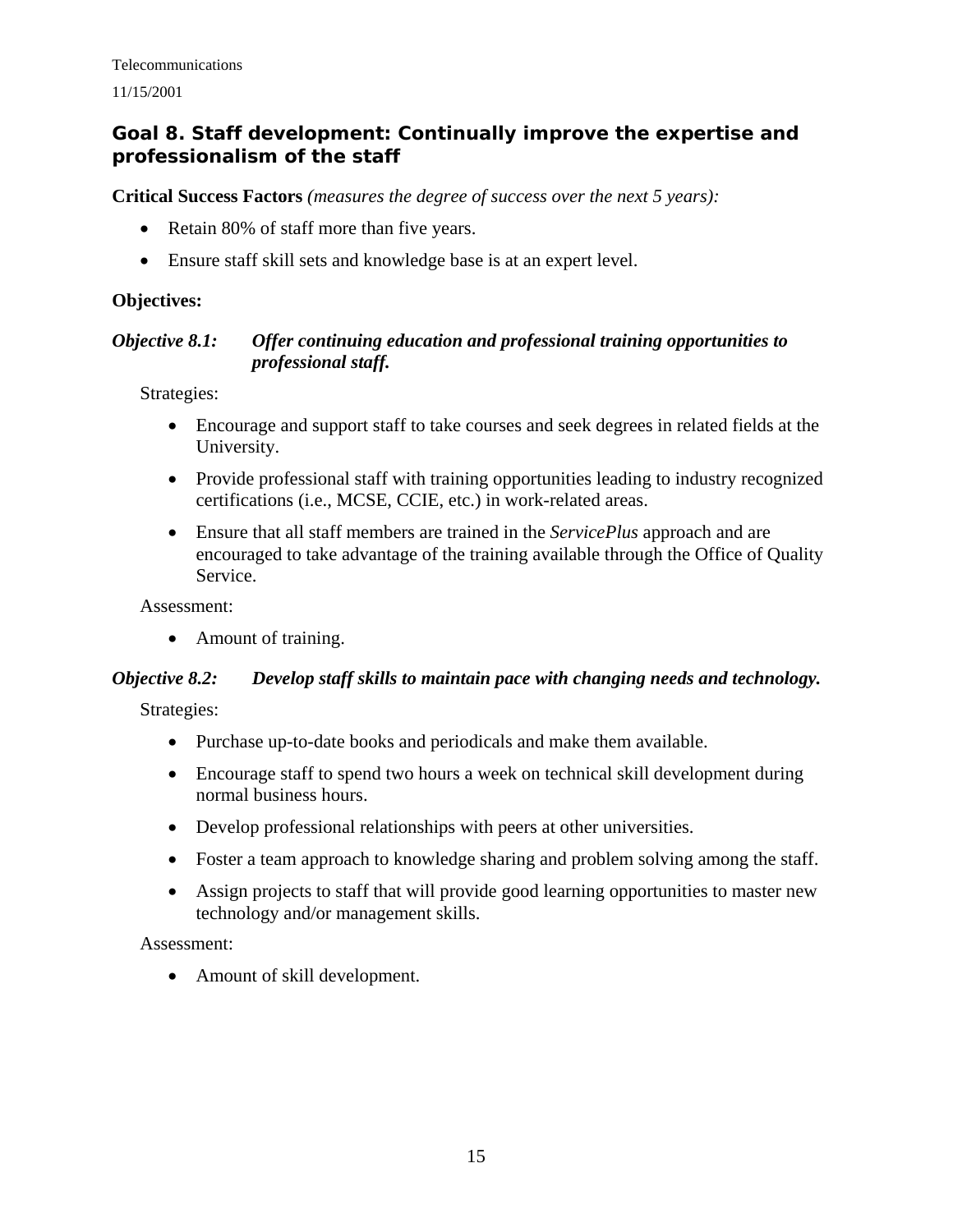## Goal 8. Staff development: Continually improve the expertise and professionalism of the staff

**Critical Success Factors** *(measures the degree of success over the next 5 years):*

- Retain 80% of staff more than five years.
- Ensure staff skill sets and knowledge base is at an expert level.

**Objectives:**

***Objective 8.1: Offer continuing education and professional training opportunities to professional staff.***

Strategies:

- Encourage and support staff to take courses and seek degrees in related fields at the University.
- Provide professional staff with training opportunities leading to industry recognized certifications (i.e., MCSE, CCIE, etc.) in work-related areas.
- Ensure that all staff members are trained in the *ServicePlus* approach and are encouraged to take advantage of the training available through the Office of Quality Service.

Assessment:

- Amount of training.

***Objective 8.2: Develop staff skills to maintain pace with changing needs and technology.***

Strategies:

- Purchase up-to-date books and periodicals and make them available.
- Encourage staff to spend two hours a week on technical skill development during normal business hours.
- Develop professional relationships with peers at other universities.
- Foster a team approach to knowledge sharing and problem solving among the staff.
- Assign projects to staff that will provide good learning opportunities to master new technology and/or management skills.

Assessment:

- Amount of skill development.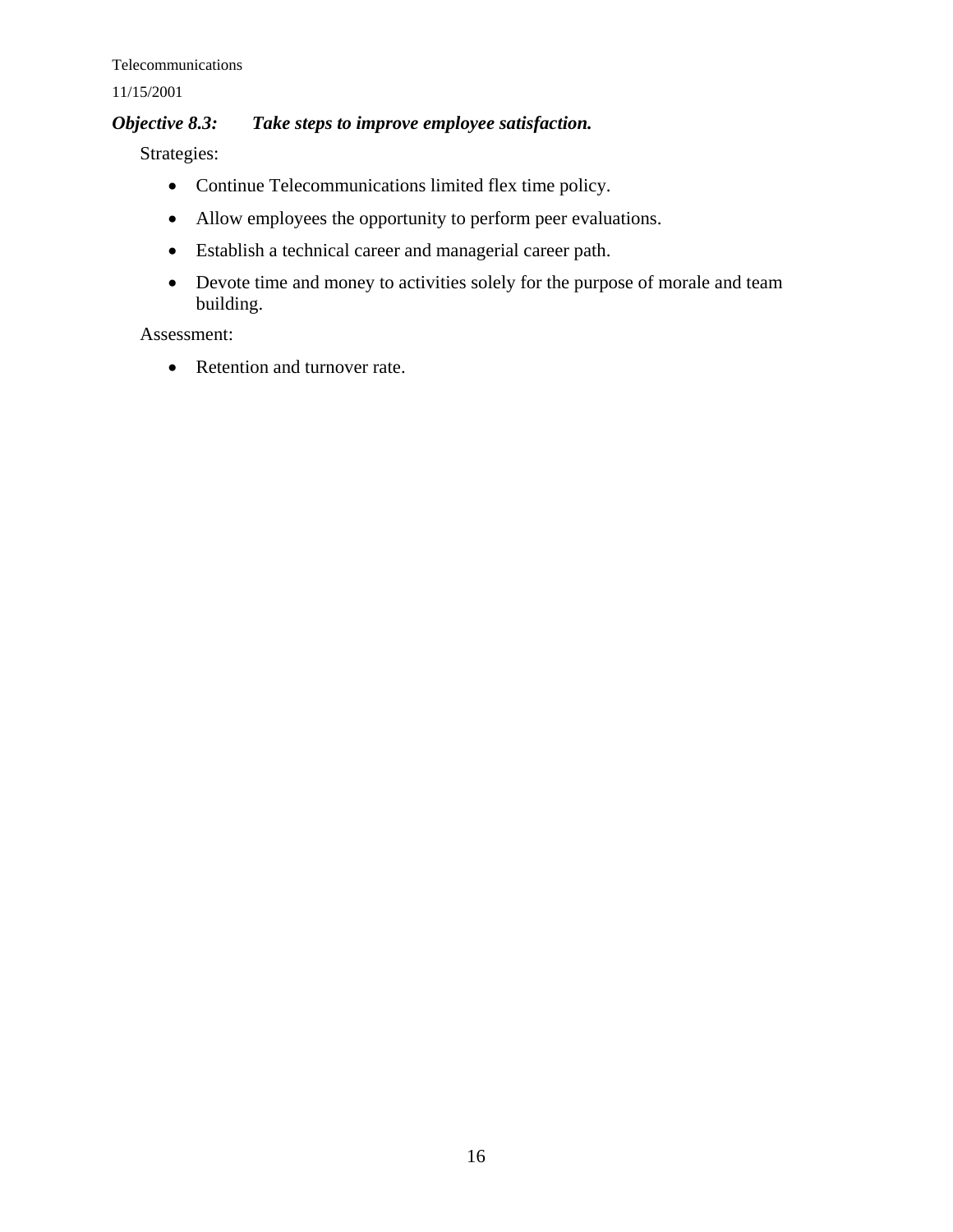***Objective 8.3: Take steps to improve employee satisfaction.***

Strategies:

- Continue Telecommunications limited flex time policy.
- Allow employees the opportunity to perform peer evaluations.
- Establish a technical career and managerial career path.
- Devote time and money to activities solely for the purpose of morale and team building.

Assessment:

- Retention and turnover rate.